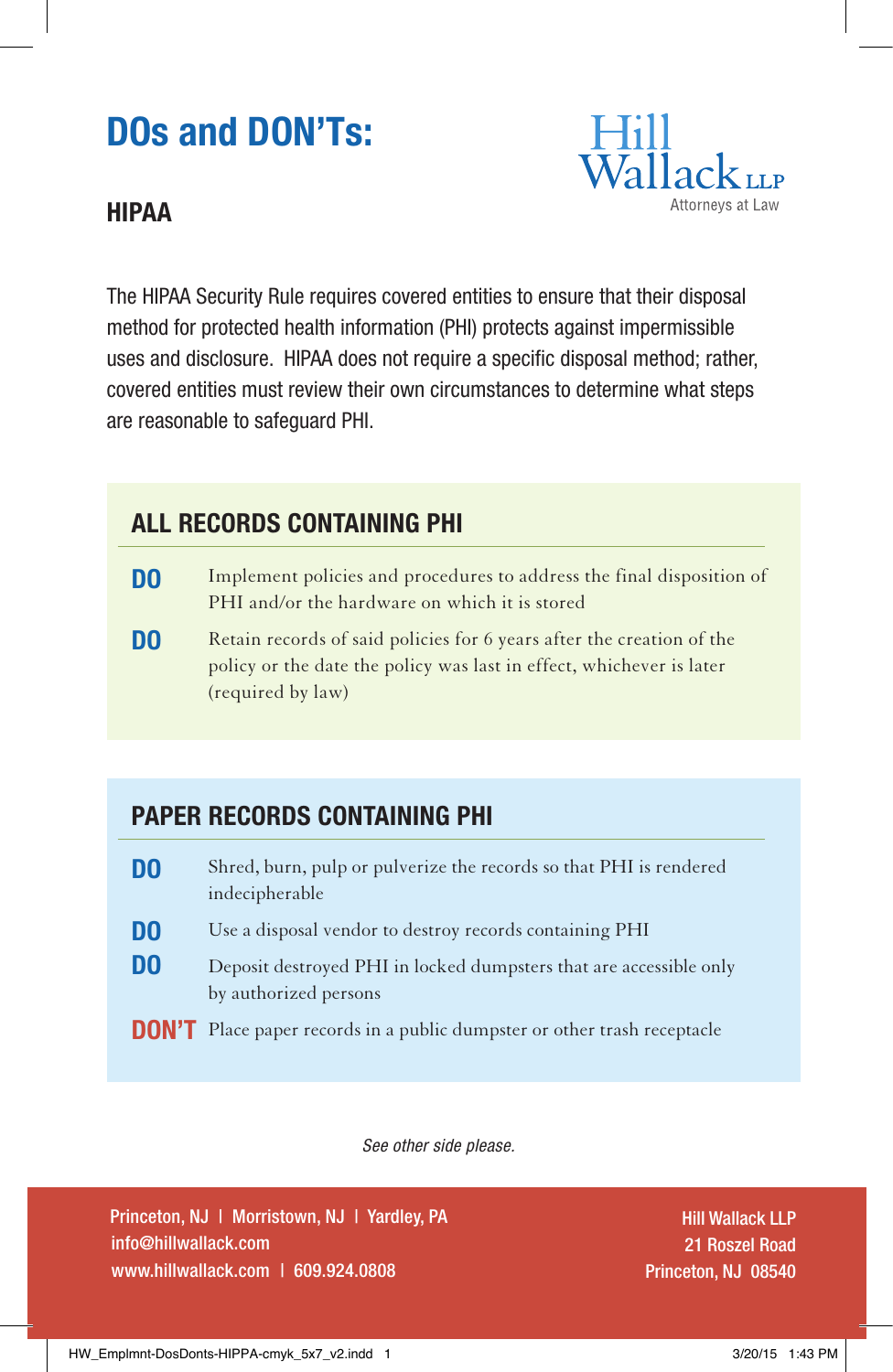# DOs and DON'Ts:

## HIPAA

Hill Wallack LLP
Attorneys at Law

The HIPAA Security Rule requires covered entities to ensure that their disposal method for protected health information (PHI) protects against impermissible uses and disclosure. HIPAA does not require a specific disposal method; rather, covered entities must review their own circumstances to determine what steps are reasonable to safeguard PHI.

### ALL RECORDS CONTAINING PHI

**DO** Implement policies and procedures to address the final disposition of PHI and/or the hardware on which it is stored

**DO** Retain records of said policies for 6 years after the creation of the policy or the date the policy was last in effect, whichever is later (required by law)

### PAPER RECORDS CONTAINING PHI

**DO** Shred, burn, pulp or pulverize the records so that PHI is rendered indecipherable

**DO** Use a disposal vendor to destroy records containing PHI

**DO** Deposit destroyed PHI in locked dumpsters that are accessible only by authorized persons

**DON'T** Place paper records in a public dumpster or other trash receptacle

*See other side please.*

Princeton, NJ | Morristown, NJ | Yardley, PA
info@hillwallack.com
www.hillwallack.com | 609.924.0808

Hill Wallack LLP
21 Roszel Road
Princeton, NJ 08540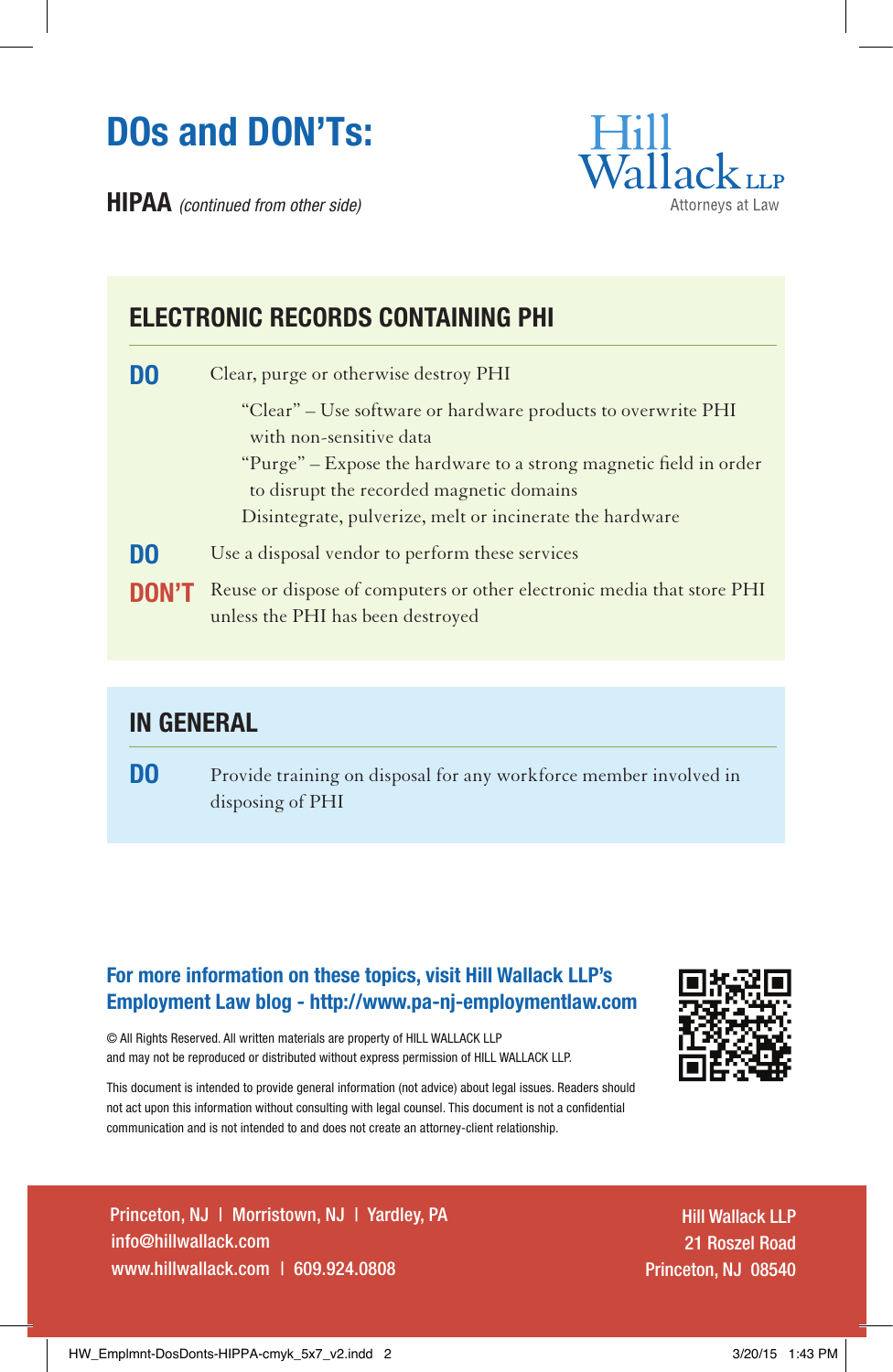# DOs and DON'Ts:

**HIPAA** *(continued from other side)*

Hill Wallack LLP
Attorneys at Law

## ELECTRONIC RECORDS CONTAINING PHI

**DO** Clear, purge or otherwise destroy PHI

- "Clear" – Use software or hardware products to overwrite PHI with non-sensitive data
- "Purge" – Expose the hardware to a strong magnetic field in order to disrupt the recorded magnetic domains
- Disintegrate, pulverize, melt or incinerate the hardware

**DO** Use a disposal vendor to perform these services

**DON'T** Reuse or dispose of computers or other electronic media that store PHI unless the PHI has been destroyed

## IN GENERAL

**DO** Provide training on disposal for any workforce member involved in disposing of PHI

**For more information on these topics, visit Hill Wallack LLP's Employment Law blog - http://www.pa-nj-employmentlaw.com**

© All Rights Reserved. All written materials are property of HILL WALLACK LLP and may not be reproduced or distributed without express permission of HILL WALLACK LLP.

This document is intended to provide general information (not advice) about legal issues. Readers should not act upon this information without consulting with legal counsel. This document is not a confidential communication and is not intended to and does not create an attorney-client relationship.

Princeton, NJ | Morristown, NJ | Yardley, PA
info@hillwallack.com
www.hillwallack.com | 609.924.0808

Hill Wallack LLP
21 Roszel Road
Princeton, NJ 08540